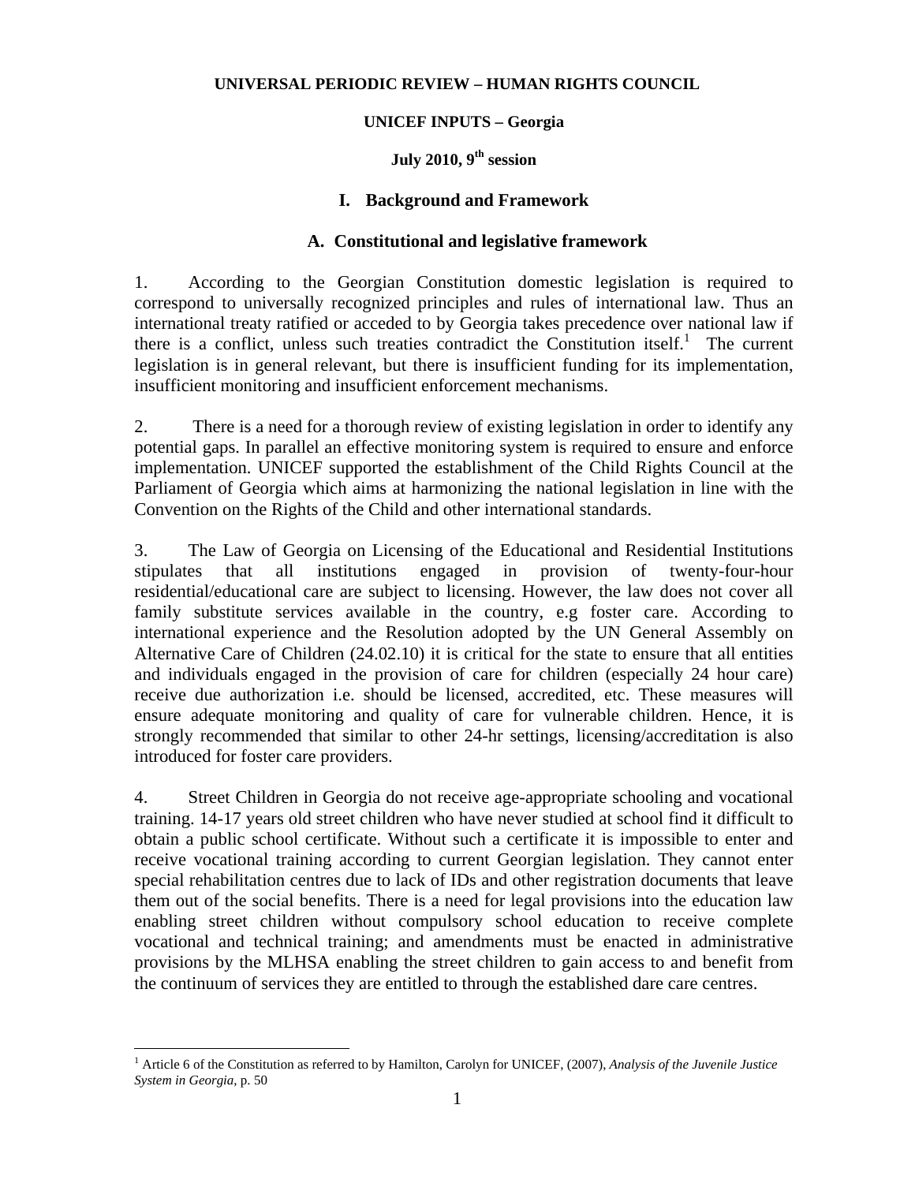**UNIVERSAL PERIODIC REVIEW – HUMAN RIGHTS COUNCIL**

**UNICEF INPUTS – Georgia**

**July 2010, 9th session**

# I. Background and Framework

## A. Constitutional and legislative framework

1. According to the Georgian Constitution domestic legislation is required to correspond to universally recognized principles and rules of international law. Thus an international treaty ratified or acceded to by Georgia takes precedence over national law if there is a conflict, unless such treaties contradict the Constitution itself.[1] The current legislation is in general relevant, but there is insufficient funding for its implementation, insufficient monitoring and insufficient enforcement mechanisms.

2. There is a need for a thorough review of existing legislation in order to identify any potential gaps. In parallel an effective monitoring system is required to ensure and enforce implementation. UNICEF supported the establishment of the Child Rights Council at the Parliament of Georgia which aims at harmonizing the national legislation in line with the Convention on the Rights of the Child and other international standards.

3. The Law of Georgia on Licensing of the Educational and Residential Institutions stipulates that all institutions engaged in provision of twenty-four-hour residential/educational care are subject to licensing. However, the law does not cover all family substitute services available in the country, e.g foster care. According to international experience and the Resolution adopted by the UN General Assembly on Alternative Care of Children (24.02.10) it is critical for the state to ensure that all entities and individuals engaged in the provision of care for children (especially 24 hour care) receive due authorization i.e. should be licensed, accredited, etc. These measures will ensure adequate monitoring and quality of care for vulnerable children. Hence, it is strongly recommended that similar to other 24-hr settings, licensing/accreditation is also introduced for foster care providers.

4. Street Children in Georgia do not receive age-appropriate schooling and vocational training. 14-17 years old street children who have never studied at school find it difficult to obtain a public school certificate. Without such a certificate it is impossible to enter and receive vocational training according to current Georgian legislation. They cannot enter special rehabilitation centres due to lack of IDs and other registration documents that leave them out of the social benefits. There is a need for legal provisions into the education law enabling street children without compulsory school education to receive complete vocational and technical training; and amendments must be enacted in administrative provisions by the MLHSA enabling the street children to gain access to and benefit from the continuum of services they are entitled to through the established dare care centres.

---

[1] Article 6 of the Constitution as referred to by Hamilton, Carolyn for UNICEF, (2007), *Analysis of the Juvenile Justice System in Georgia*, p. 50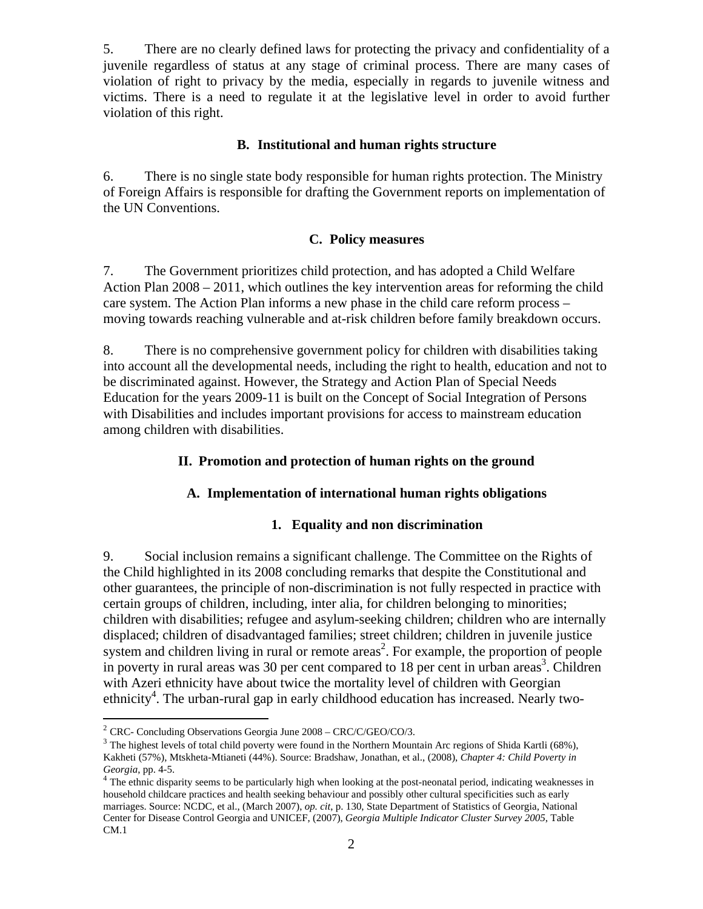5. There are no clearly defined laws for protecting the privacy and confidentiality of a juvenile regardless of status at any stage of criminal process. There are many cases of violation of right to privacy by the media, especially in regards to juvenile witness and victims. There is a need to regulate it at the legislative level in order to avoid further violation of this right.

### B. Institutional and human rights structure

6. There is no single state body responsible for human rights protection. The Ministry of Foreign Affairs is responsible for drafting the Government reports on implementation of the UN Conventions.

### C. Policy measures

7. The Government prioritizes child protection, and has adopted a Child Welfare Action Plan 2008 – 2011, which outlines the key intervention areas for reforming the child care system. The Action Plan informs a new phase in the child care reform process – moving towards reaching vulnerable and at-risk children before family breakdown occurs.

8. There is no comprehensive government policy for children with disabilities taking into account all the developmental needs, including the right to health, education and not to be discriminated against. However, the Strategy and Action Plan of Special Needs Education for the years 2009-11 is built on the Concept of Social Integration of Persons with Disabilities and includes important provisions for access to mainstream education among children with disabilities.

## II. Promotion and protection of human rights on the ground

### A. Implementation of international human rights obligations

#### 1. Equality and non discrimination

9. Social inclusion remains a significant challenge. The Committee on the Rights of the Child highlighted in its 2008 concluding remarks that despite the Constitutional and other guarantees, the principle of non-discrimination is not fully respected in practice with certain groups of children, including, inter alia, for children belonging to minorities; children with disabilities; refugee and asylum-seeking children; children who are internally displaced; children of disadvantaged families; street children; children in juvenile justice system and children living in rural or remote areas[2]. For example, the proportion of people in poverty in rural areas was 30 per cent compared to 18 per cent in urban areas[3]. Children with Azeri ethnicity have about twice the mortality level of children with Georgian ethnicity[4]. The urban-rural gap in early childhood education has increased. Nearly two-

---

[2] CRC- Concluding Observations Georgia June 2008 – CRC/C/GEO/CO/3.

[3] The highest levels of total child poverty were found in the Northern Mountain Arc regions of Shida Kartli (68%), Kakheti (57%), Mtskheta-Mtianeti (44%). Source: Bradshaw, Jonathan, et al., (2008), *Chapter 4: Child Poverty in Georgia*, pp. 4-5.

[4] The ethnic disparity seems to be particularly high when looking at the post-neonatal period, indicating weaknesses in household childcare practices and health seeking behaviour and possibly other cultural specificities such as early marriages. Source: NCDC, et al., (March 2007), *op. cit*, p. 130, State Department of Statistics of Georgia, National Center for Disease Control Georgia and UNICEF, (2007), *Georgia Multiple Indicator Cluster Survey 2005*, Table CM.1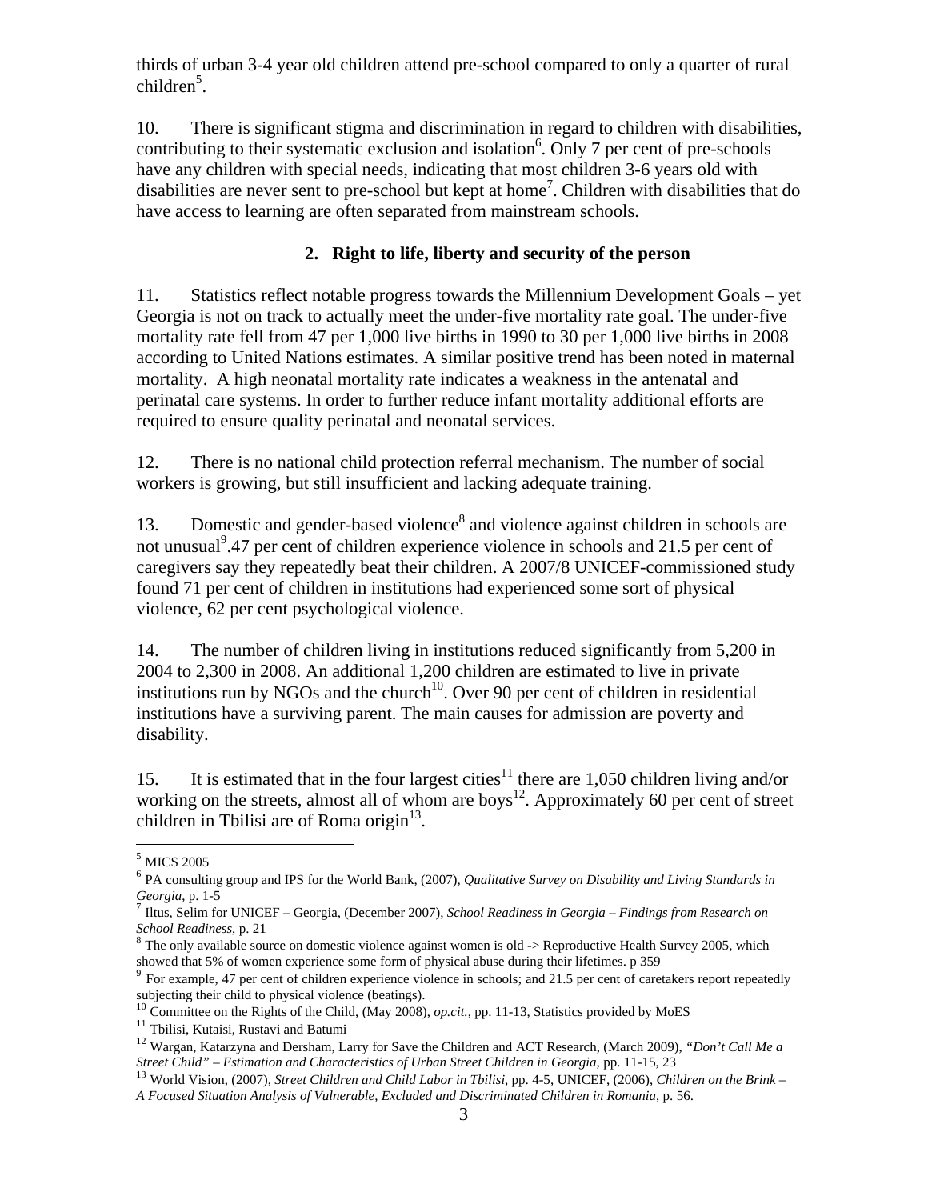thirds of urban 3-4 year old children attend pre-school compared to only a quarter of rural children[5].

10. There is significant stigma and discrimination in regard to children with disabilities, contributing to their systematic exclusion and isolation[6]. Only 7 per cent of pre-schools have any children with special needs, indicating that most children 3-6 years old with disabilities are never sent to pre-school but kept at home[7]. Children with disabilities that do have access to learning are often separated from mainstream schools.

## 2. Right to life, liberty and security of the person

11. Statistics reflect notable progress towards the Millennium Development Goals – yet Georgia is not on track to actually meet the under-five mortality rate goal. The under-five mortality rate fell from 47 per 1,000 live births in 1990 to 30 per 1,000 live births in 2008 according to United Nations estimates. A similar positive trend has been noted in maternal mortality. A high neonatal mortality rate indicates a weakness in the antenatal and perinatal care systems. In order to further reduce infant mortality additional efforts are required to ensure quality perinatal and neonatal services.

12. There is no national child protection referral mechanism. The number of social workers is growing, but still insufficient and lacking adequate training.

13. Domestic and gender-based violence[8] and violence against children in schools are not unusual[9].47 per cent of children experience violence in schools and 21.5 per cent of caregivers say they repeatedly beat their children. A 2007/8 UNICEF-commissioned study found 71 per cent of children in institutions had experienced some sort of physical violence, 62 per cent psychological violence.

14. The number of children living in institutions reduced significantly from 5,200 in 2004 to 2,300 in 2008. An additional 1,200 children are estimated to live in private institutions run by NGOs and the church[10]. Over 90 per cent of children in residential institutions have a surviving parent. The main causes for admission are poverty and disability.

15. It is estimated that in the four largest cities[11] there are 1,050 children living and/or working on the streets, almost all of whom are boys[12]. Approximately 60 per cent of street children in Tbilisi are of Roma origin[13].

---

[5] MICS 2005

[6] PA consulting group and IPS for the World Bank, (2007), *Qualitative Survey on Disability and Living Standards in Georgia*, p. 1-5

[7] Iltus, Selim for UNICEF – Georgia, (December 2007), *School Readiness in Georgia – Findings from Research on School Readiness*, p. 21

[8] The only available source on domestic violence against women is old -> Reproductive Health Survey 2005, which showed that 5% of women experience some form of physical abuse during their lifetimes. p 359

[9] For example, 47 per cent of children experience violence in schools; and 21.5 per cent of caretakers report repeatedly subjecting their child to physical violence (beatings).

[10] Committee on the Rights of the Child, (May 2008), *op.cit.*, pp. 11-13, Statistics provided by MoES

[11] Tbilisi, Kutaisi, Rustavi and Batumi

[12] Wargan, Katarzyna and Dersham, Larry for Save the Children and ACT Research, (March 2009), *"Don't Call Me a Street Child" – Estimation and Characteristics of Urban Street Children in Georgia*, pp. 11-15, 23

[13] World Vision, (2007), *Street Children and Child Labor in Tbilisi*, pp. 4-5, UNICEF, (2006), *Children on the Brink – A Focused Situation Analysis of Vulnerable, Excluded and Discriminated Children in Romania*, p. 56.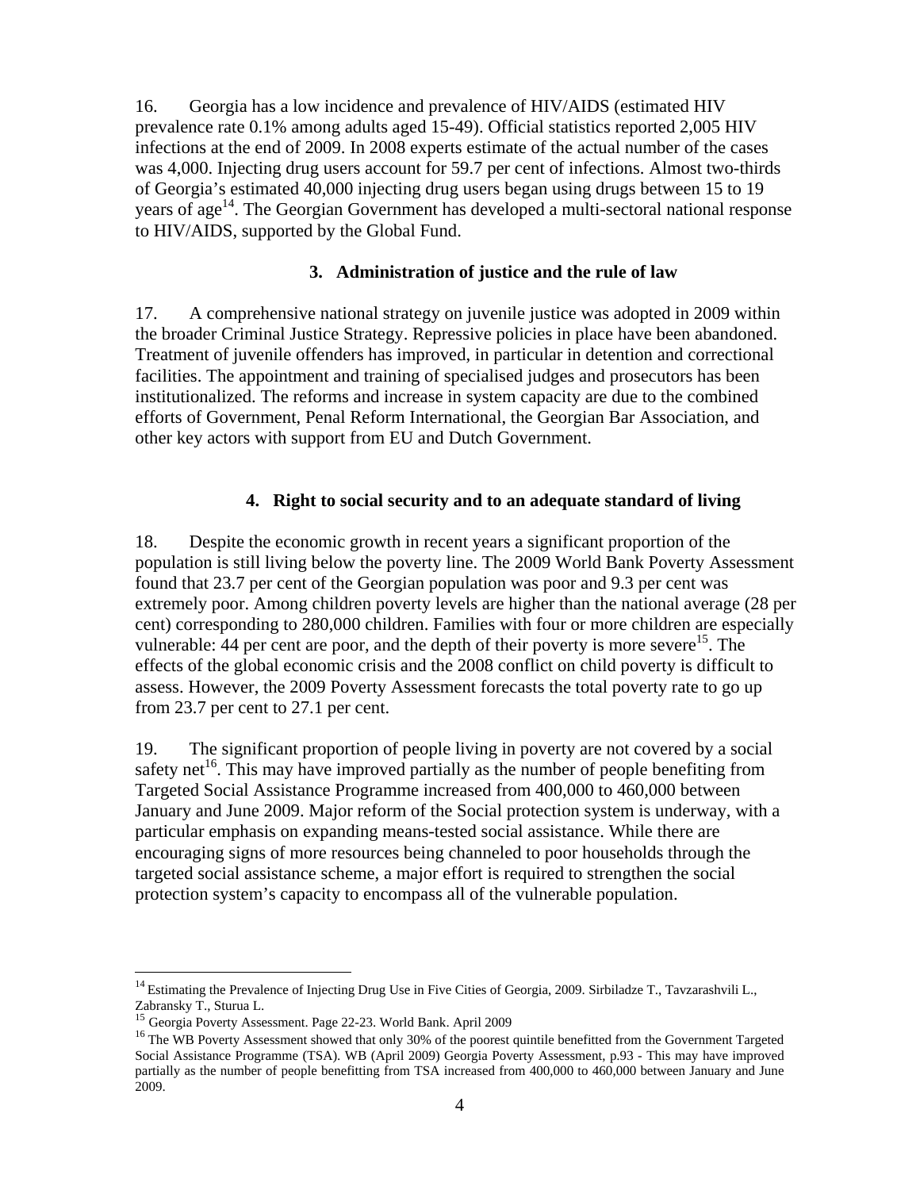16. Georgia has a low incidence and prevalence of HIV/AIDS (estimated HIV prevalence rate 0.1% among adults aged 15-49). Official statistics reported 2,005 HIV infections at the end of 2009. In 2008 experts estimate of the actual number of the cases was 4,000. Injecting drug users account for 59.7 per cent of infections. Almost two-thirds of Georgia's estimated 40,000 injecting drug users began using drugs between 15 to 19 years of age[14]. The Georgian Government has developed a multi-sectoral national response to HIV/AIDS, supported by the Global Fund.

### 3. Administration of justice and the rule of law

17. A comprehensive national strategy on juvenile justice was adopted in 2009 within the broader Criminal Justice Strategy. Repressive policies in place have been abandoned. Treatment of juvenile offenders has improved, in particular in detention and correctional facilities. The appointment and training of specialised judges and prosecutors has been institutionalized. The reforms and increase in system capacity are due to the combined efforts of Government, Penal Reform International, the Georgian Bar Association, and other key actors with support from EU and Dutch Government.

### 4. Right to social security and to an adequate standard of living

18. Despite the economic growth in recent years a significant proportion of the population is still living below the poverty line. The 2009 World Bank Poverty Assessment found that 23.7 per cent of the Georgian population was poor and 9.3 per cent was extremely poor. Among children poverty levels are higher than the national average (28 per cent) corresponding to 280,000 children. Families with four or more children are especially vulnerable: 44 per cent are poor, and the depth of their poverty is more severe[15]. The effects of the global economic crisis and the 2008 conflict on child poverty is difficult to assess. However, the 2009 Poverty Assessment forecasts the total poverty rate to go up from 23.7 per cent to 27.1 per cent.

19. The significant proportion of people living in poverty are not covered by a social safety net[16]. This may have improved partially as the number of people benefiting from Targeted Social Assistance Programme increased from 400,000 to 460,000 between January and June 2009. Major reform of the Social protection system is underway, with a particular emphasis on expanding means-tested social assistance. While there are encouraging signs of more resources being channeled to poor households through the targeted social assistance scheme, a major effort is required to strengthen the social protection system's capacity to encompass all of the vulnerable population.

---

[14] Estimating the Prevalence of Injecting Drug Use in Five Cities of Georgia, 2009. Sirbiladze T., Tavzarashvili L., Zabransky T., Sturua L.

[15] Georgia Poverty Assessment. Page 22-23. World Bank. April 2009

[16] The WB Poverty Assessment showed that only 30% of the poorest quintile benefitted from the Government Targeted Social Assistance Programme (TSA). WB (April 2009) Georgia Poverty Assessment, p.93 - This may have improved partially as the number of people benefitting from TSA increased from 400,000 to 460,000 between January and June 2009.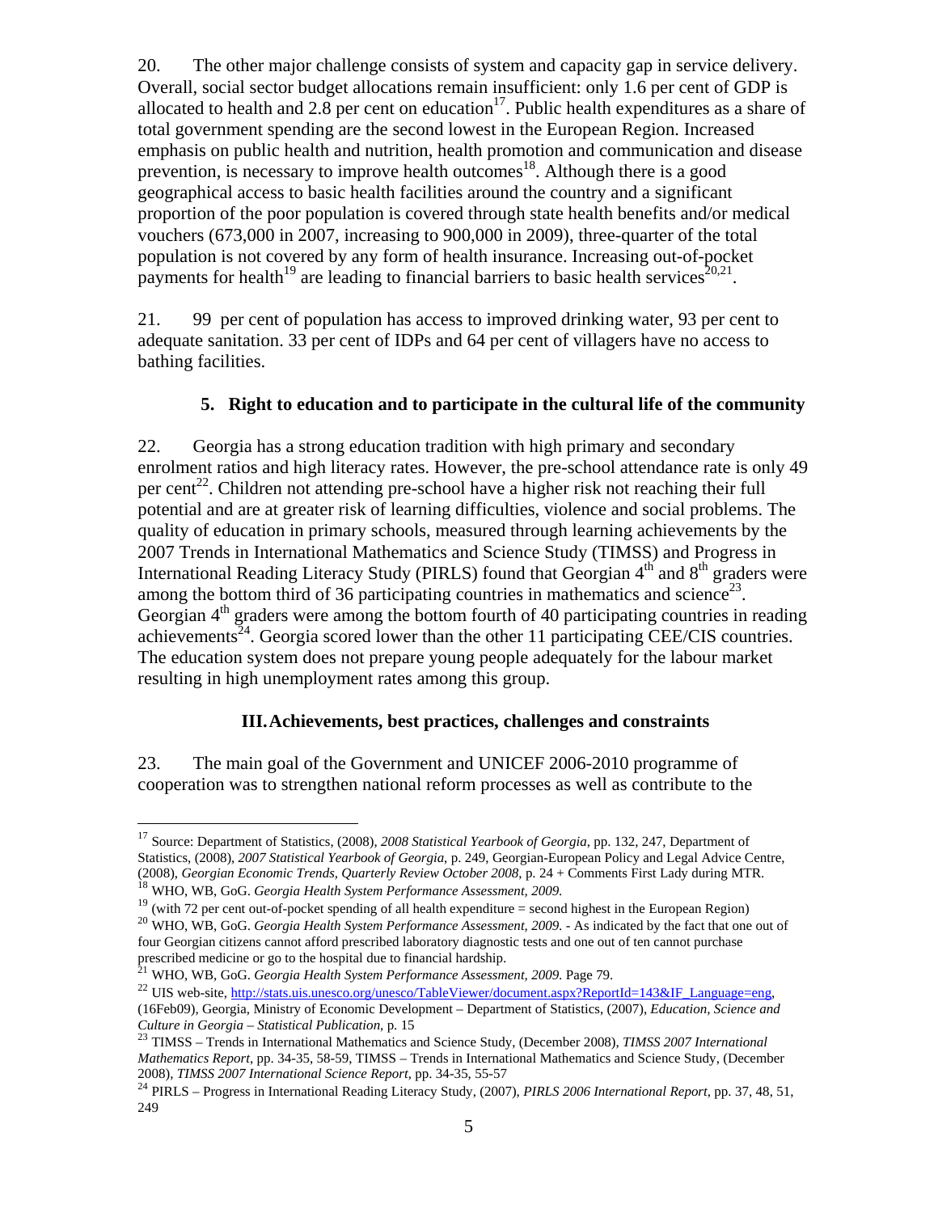20. The other major challenge consists of system and capacity gap in service delivery. Overall, social sector budget allocations remain insufficient: only 1.6 per cent of GDP is allocated to health and 2.8 per cent on education[17]. Public health expenditures as a share of total government spending are the second lowest in the European Region. Increased emphasis on public health and nutrition, health promotion and communication and disease prevention, is necessary to improve health outcomes[18]. Although there is a good geographical access to basic health facilities around the country and a significant proportion of the poor population is covered through state health benefits and/or medical vouchers (673,000 in 2007, increasing to 900,000 in 2009), three-quarter of the total population is not covered by any form of health insurance. Increasing out-of-pocket payments for health[19] are leading to financial barriers to basic health services[20,21].

21. 99 per cent of population has access to improved drinking water, 93 per cent to adequate sanitation. 33 per cent of IDPs and 64 per cent of villagers have no access to bathing facilities.

### 5. Right to education and to participate in the cultural life of the community

22. Georgia has a strong education tradition with high primary and secondary enrolment ratios and high literacy rates. However, the pre-school attendance rate is only 49 per cent[22]. Children not attending pre-school have a higher risk not reaching their full potential and are at greater risk of learning difficulties, violence and social problems. The quality of education in primary schools, measured through learning achievements by the 2007 Trends in International Mathematics and Science Study (TIMSS) and Progress in International Reading Literacy Study (PIRLS) found that Georgian 4th and 8th graders were among the bottom third of 36 participating countries in mathematics and science[23]. Georgian 4th graders were among the bottom fourth of 40 participating countries in reading achievements[24]. Georgia scored lower than the other 11 participating CEE/CIS countries. The education system does not prepare young people adequately for the labour market resulting in high unemployment rates among this group.

## III. Achievements, best practices, challenges and constraints

23. The main goal of the Government and UNICEF 2006-2010 programme of cooperation was to strengthen national reform processes as well as contribute to the

---

[17] Source: Department of Statistics, (2008), *2008 Statistical Yearbook of Georgia*, pp. 132, 247, Department of Statistics, (2008), *2007 Statistical Yearbook of Georgia*, p. 249, Georgian-European Policy and Legal Advice Centre, (2008), *Georgian Economic Trends, Quarterly Review October 2008*, p. 24 + Comments First Lady during MTR.

[18] WHO, WB, GoG. *Georgia Health System Performance Assessment, 2009.*

[19] (with 72 per cent out-of-pocket spending of all health expenditure = second highest in the European Region)

[20] WHO, WB, GoG. *Georgia Health System Performance Assessment, 2009.* - As indicated by the fact that one out of four Georgian citizens cannot afford prescribed laboratory diagnostic tests and one out of ten cannot purchase prescribed medicine or go to the hospital due to financial hardship.

[21] WHO, WB, GoG. *Georgia Health System Performance Assessment, 2009.* Page 79.

[22] UIS web-site, http://stats.uis.unesco.org/unesco/TableViewer/document.aspx?ReportId=143&IF_Language=eng, (16Feb09), Georgia, Ministry of Economic Development – Department of Statistics, (2007), *Education, Science and Culture in Georgia – Statistical Publication*, p. 15

[23] TIMSS – Trends in International Mathematics and Science Study, (December 2008), *TIMSS 2007 International Mathematics Report*, pp. 34-35, 58-59, TIMSS – Trends in International Mathematics and Science Study, (December 2008), *TIMSS 2007 International Science Report*, pp. 34-35, 55-57

[24] PIRLS – Progress in International Reading Literacy Study, (2007), *PIRLS 2006 International Report*, pp. 37, 48, 51, 249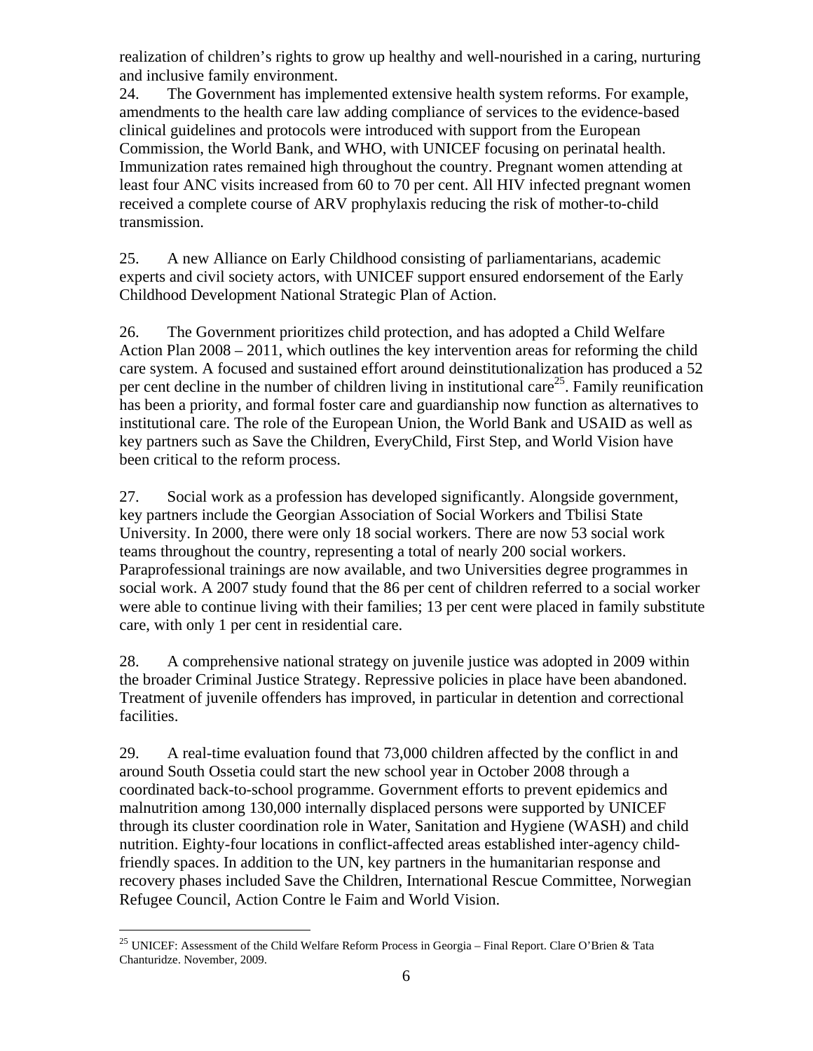realization of children's rights to grow up healthy and well-nourished in a caring, nurturing and inclusive family environment.

24. The Government has implemented extensive health system reforms. For example, amendments to the health care law adding compliance of services to the evidence-based clinical guidelines and protocols were introduced with support from the European Commission, the World Bank, and WHO, with UNICEF focusing on perinatal health. Immunization rates remained high throughout the country. Pregnant women attending at least four ANC visits increased from 60 to 70 per cent. All HIV infected pregnant women received a complete course of ARV prophylaxis reducing the risk of mother-to-child transmission.

25. A new Alliance on Early Childhood consisting of parliamentarians, academic experts and civil society actors, with UNICEF support ensured endorsement of the Early Childhood Development National Strategic Plan of Action.

26. The Government prioritizes child protection, and has adopted a Child Welfare Action Plan 2008 – 2011, which outlines the key intervention areas for reforming the child care system. A focused and sustained effort around deinstitutionalization has produced a 52 per cent decline in the number of children living in institutional care[25]. Family reunification has been a priority, and formal foster care and guardianship now function as alternatives to institutional care. The role of the European Union, the World Bank and USAID as well as key partners such as Save the Children, EveryChild, First Step, and World Vision have been critical to the reform process.

27. Social work as a profession has developed significantly. Alongside government, key partners include the Georgian Association of Social Workers and Tbilisi State University. In 2000, there were only 18 social workers. There are now 53 social work teams throughout the country, representing a total of nearly 200 social workers. Paraprofessional trainings are now available, and two Universities degree programmes in social work. A 2007 study found that the 86 per cent of children referred to a social worker were able to continue living with their families; 13 per cent were placed in family substitute care, with only 1 per cent in residential care.

28. A comprehensive national strategy on juvenile justice was adopted in 2009 within the broader Criminal Justice Strategy. Repressive policies in place have been abandoned. Treatment of juvenile offenders has improved, in particular in detention and correctional facilities.

29. A real-time evaluation found that 73,000 children affected by the conflict in and around South Ossetia could start the new school year in October 2008 through a coordinated back-to-school programme. Government efforts to prevent epidemics and malnutrition among 130,000 internally displaced persons were supported by UNICEF through its cluster coordination role in Water, Sanitation and Hygiene (WASH) and child nutrition. Eighty-four locations in conflict-affected areas established inter-agency child-friendly spaces. In addition to the UN, key partners in the humanitarian response and recovery phases included Save the Children, International Rescue Committee, Norwegian Refugee Council, Action Contre le Faim and World Vision.

[25] UNICEF: Assessment of the Child Welfare Reform Process in Georgia – Final Report. Clare O'Brien & Tata Chanturidze. November, 2009.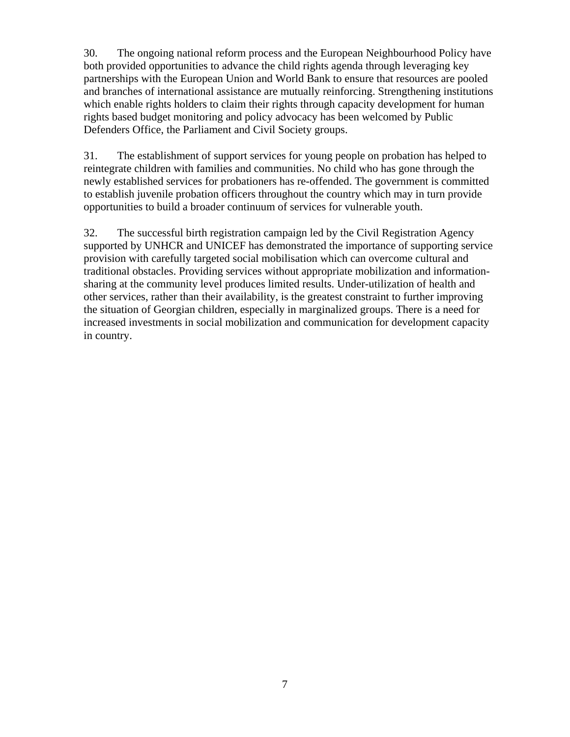30. The ongoing national reform process and the European Neighbourhood Policy have both provided opportunities to advance the child rights agenda through leveraging key partnerships with the European Union and World Bank to ensure that resources are pooled and branches of international assistance are mutually reinforcing. Strengthening institutions which enable rights holders to claim their rights through capacity development for human rights based budget monitoring and policy advocacy has been welcomed by Public Defenders Office, the Parliament and Civil Society groups.

31. The establishment of support services for young people on probation has helped to reintegrate children with families and communities. No child who has gone through the newly established services for probationers has re-offended. The government is committed to establish juvenile probation officers throughout the country which may in turn provide opportunities to build a broader continuum of services for vulnerable youth.

32. The successful birth registration campaign led by the Civil Registration Agency supported by UNHCR and UNICEF has demonstrated the importance of supporting service provision with carefully targeted social mobilisation which can overcome cultural and traditional obstacles. Providing services without appropriate mobilization and information-sharing at the community level produces limited results. Under-utilization of health and other services, rather than their availability, is the greatest constraint to further improving the situation of Georgian children, especially in marginalized groups. There is a need for increased investments in social mobilization and communication for development capacity in country.